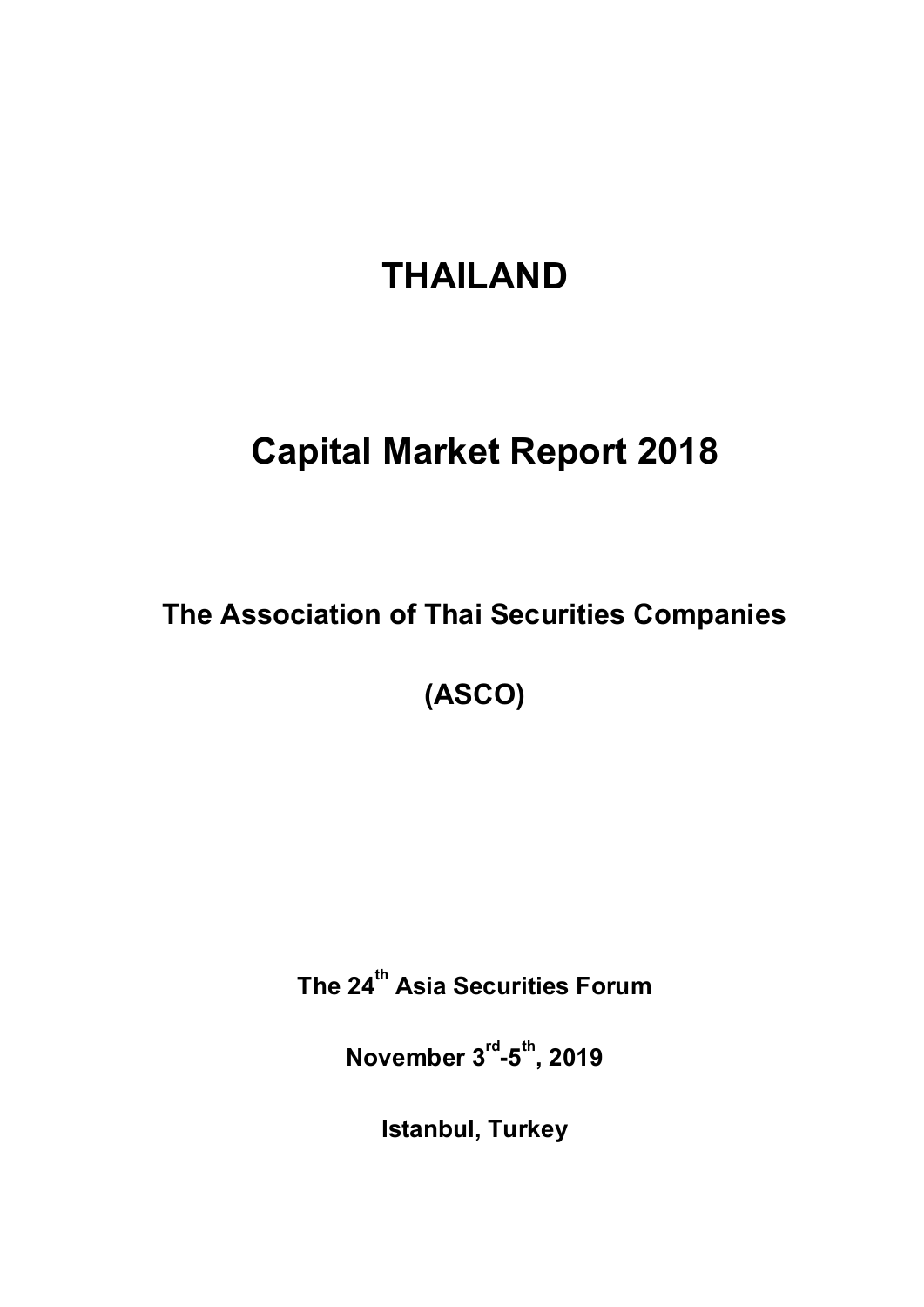# THAILAND

# Capital Market Report 2018

## The Association of Thai Securities Companies

## (ASCO)

**The 24th Asia Securities Forum**

**November 3rd-5th, 2019**

**Istanbul, Turkey**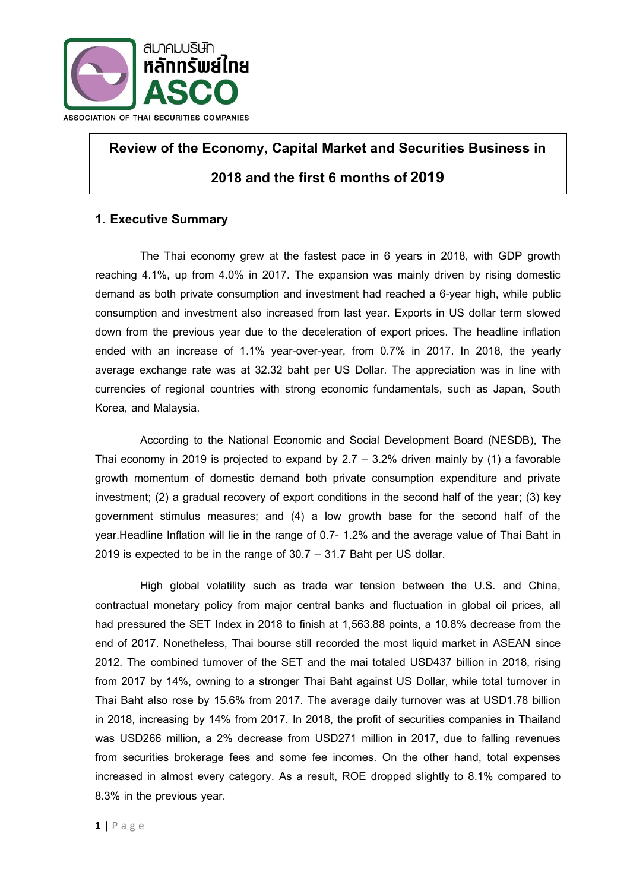สมาคมบริษัท หลักทรัพย์ไทย ASCO

ASSOCIATION OF THAI SECURITIES COMPANIES

# Review of the Economy, Capital Market and Securities Business in 2018 and the first 6 months of 2019

## 1. Executive Summary

The Thai economy grew at the fastest pace in 6 years in 2018, with GDP growth reaching 4.1%, up from 4.0% in 2017. The expansion was mainly driven by rising domestic demand as both private consumption and investment had reached a 6-year high, while public consumption and investment also increased from last year. Exports in US dollar term slowed down from the previous year due to the deceleration of export prices. The headline inflation ended with an increase of 1.1% year-over-year, from 0.7% in 2017. In 2018, the yearly average exchange rate was at 32.32 baht per US Dollar. The appreciation was in line with currencies of regional countries with strong economic fundamentals, such as Japan, South Korea, and Malaysia.

According to the National Economic and Social Development Board (NESDB), The Thai economy in 2019 is projected to expand by 2.7 – 3.2% driven mainly by (1) a favorable growth momentum of domestic demand both private consumption expenditure and private investment; (2) a gradual recovery of export conditions in the second half of the year; (3) key government stimulus measures; and (4) a low growth base for the second half of the year.Headline Inflation will lie in the range of 0.7- 1.2% and the average value of Thai Baht in 2019 is expected to be in the range of 30.7 – 31.7 Baht per US dollar.

High global volatility such as trade war tension between the U.S. and China, contractual monetary policy from major central banks and fluctuation in global oil prices, all had pressured the SET Index in 2018 to finish at 1,563.88 points, a 10.8% decrease from the end of 2017. Nonetheless, Thai bourse still recorded the most liquid market in ASEAN since 2012. The combined turnover of the SET and the mai totaled USD437 billion in 2018, rising from 2017 by 14%, owning to a stronger Thai Baht against US Dollar, while total turnover in Thai Baht also rose by 15.6% from 2017. The average daily turnover was at USD1.78 billion in 2018, increasing by 14% from 2017. In 2018, the profit of securities companies in Thailand was USD266 million, a 2% decrease from USD271 million in 2017, due to falling revenues from securities brokerage fees and some fee incomes. On the other hand, total expenses increased in almost every category. As a result, ROE dropped slightly to 8.1% compared to 8.3% in the previous year.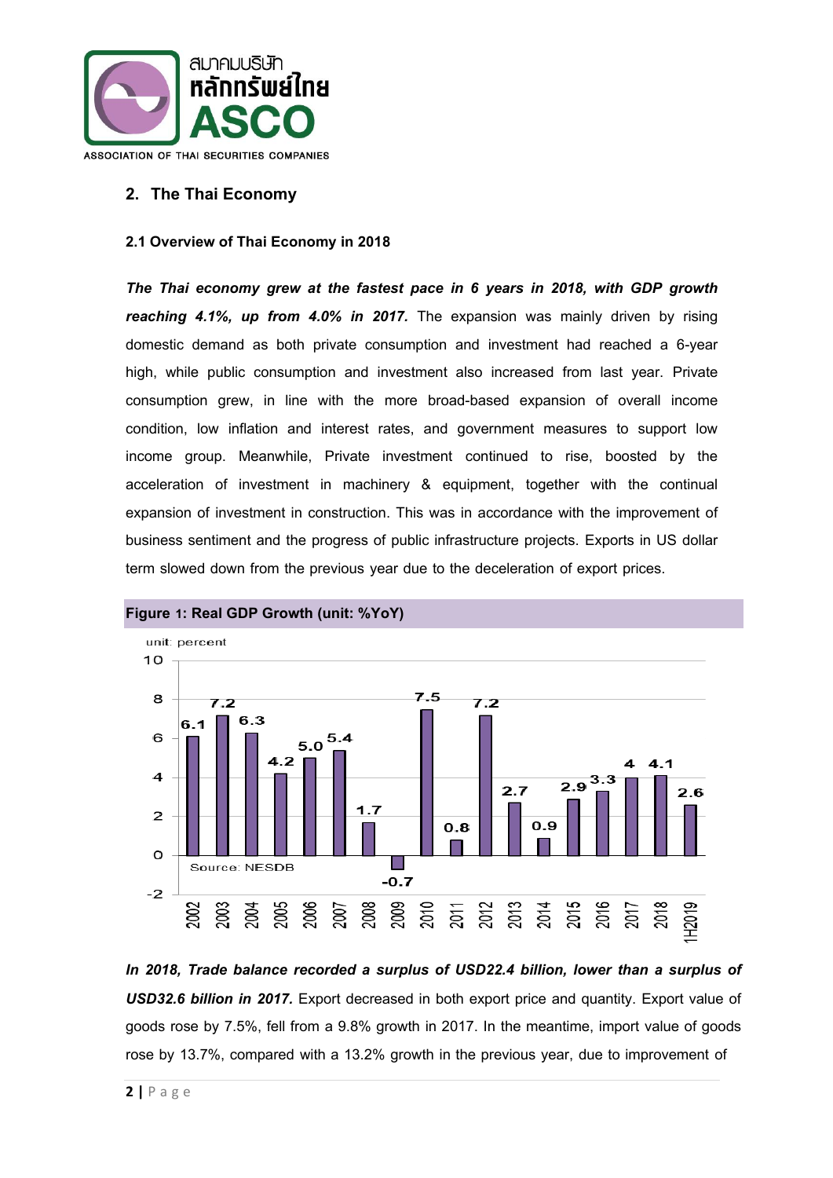## 2. The Thai Economy

### 2.1 Overview of Thai Economy in 2018

***The Thai economy grew at the fastest pace in 6 years in 2018, with GDP growth reaching 4.1%, up from 4.0% in 2017.*** The expansion was mainly driven by rising domestic demand as both private consumption and investment had reached a 6-year high, while public consumption and investment also increased from last year. Private consumption grew, in line with the more broad-based expansion of overall income condition, low inflation and interest rates, and government measures to support low income group. Meanwhile, Private investment continued to rise, boosted by the acceleration of investment in machinery & equipment, together with the continual expansion of investment in construction. This was in accordance with the improvement of business sentiment and the progress of public infrastructure projects. Exports in US dollar term slowed down from the previous year due to the deceleration of export prices.

**Figure 1: Real GDP Growth (unit: %YoY)**

unit: percent

| Year | Growth |
|---|---|
| 2002 | 6.1 |
| 2003 | 7.2 |
| 2004 | 6.3 |
| 2005 | 4.2 |
| 2006 | 5.0 |
| 2007 | 5.4 |
| 2008 | 1.7 |
| 2009 | -0.7 |
| 2010 | 7.5 |
| 2011 | 0.8 |
| 2012 | 7.2 |
| 2013 | 2.7 |
| 2014 | 0.9 |
| 2015 | 2.9 |
| 2016 | 3.3 |
| 2017 | 4 |
| 2018 | 4.1 |
| 1H2019 | 2.6 |

Source: NESDB

***In 2018, Trade balance recorded a surplus of USD22.4 billion, lower than a surplus of USD32.6 billion in 2017.*** Export decreased in both export price and quantity. Export value of goods rose by 7.5%, fell from a 9.8% growth in 2017. In the meantime, import value of goods rose by 13.7%, compared with a 13.2% growth in the previous year, due to improvement of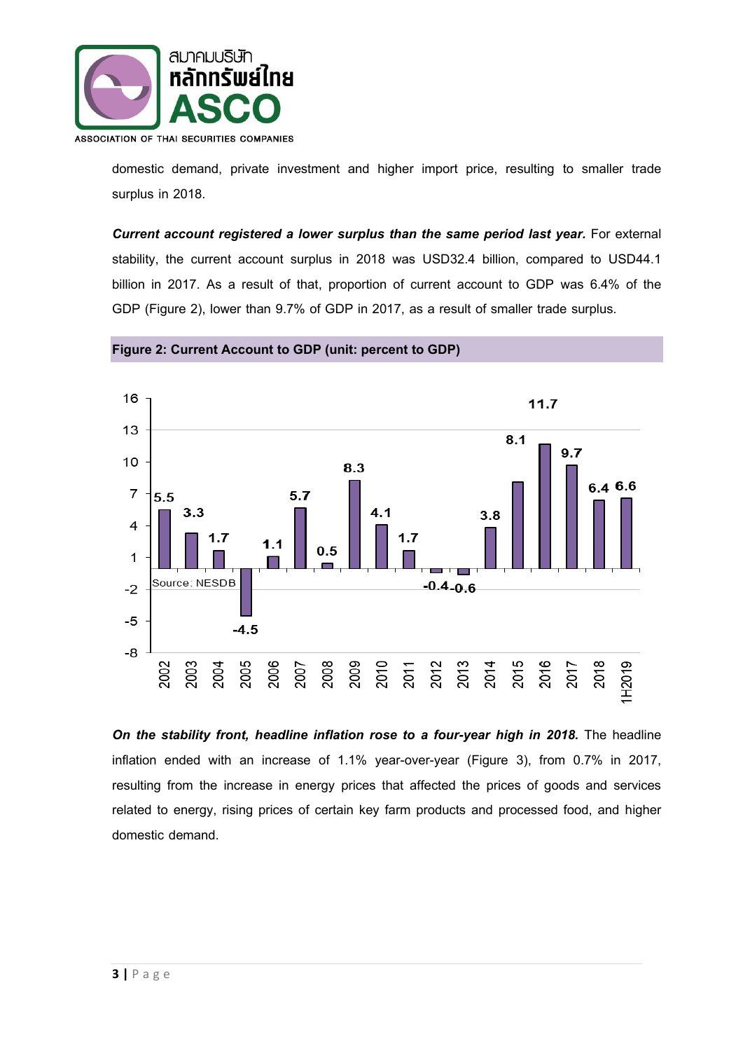domestic demand, private investment and higher import price, resulting to smaller trade surplus in 2018.

***Current account registered a lower surplus than the same period last year.*** For external stability, the current account surplus in 2018 was USD32.4 billion, compared to USD44.1 billion in 2017. As a result of that, proportion of current account to GDP was 6.4% of the GDP (Figure 2), lower than 9.7% of GDP in 2017, as a result of smaller trade surplus.

**Figure 2: Current Account to GDP (unit: percent to GDP)**

| Year | Current Account to GDP (%) |
|---|---|
| 2002 | 5.5 |
| 2003 | 3.3 |
| 2004 | 1.7 |
| 2005 | -4.5 |
| 2006 | 1.1 |
| 2007 | 5.7 |
| 2008 | 0.5 |
| 2009 | 8.3 |
| 2010 | 4.1 |
| 2011 | 1.7 |
| 2012 | -0.4 |
| 2013 | -0.6 |
| 2014 | 3.8 |
| 2015 | 8.1 |
| 2016 | 11.7 |
| 2017 | 9.7 |
| 2018 | 6.4 |
| 1H2019 | 6.6 |

Source: NESDB

***On the stability front, headline inflation rose to a four-year high in 2018.*** The headline inflation ended with an increase of 1.1% year-over-year (Figure 3), from 0.7% in 2017, resulting from the increase in energy prices that affected the prices of goods and services related to energy, rising prices of certain key farm products and processed food, and higher domestic demand.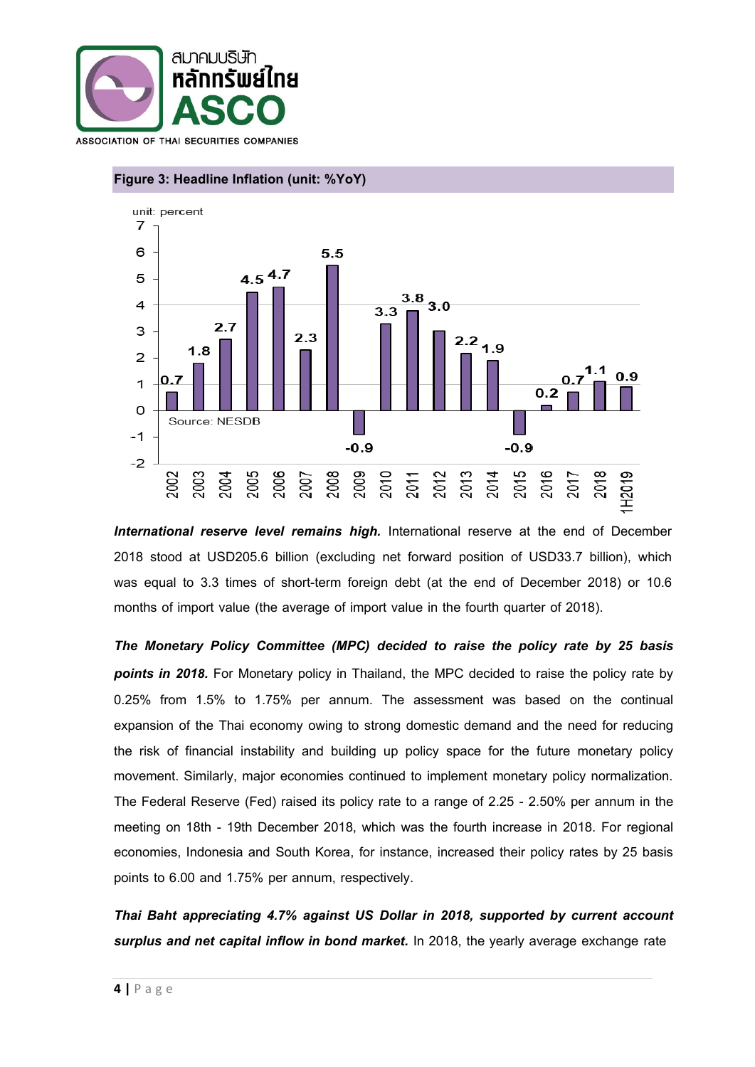**Figure 3: Headline Inflation (unit: %YoY)**

| Year | Inflation (percent) |
|---|---|
| 2002 | 0.7 |
| 2003 | 1.8 |
| 2004 | 2.7 |
| 2005 | 4.5 |
| 2006 | 4.7 |
| 2007 | 2.3 |
| 2008 | 5.5 |
| 2009 | -0.9 |
| 2010 | 3.3 |
| 2011 | 3.8 |
| 2012 | 3.0 |
| 2013 | 2.2 |
| 2014 | 1.9 |
| 2015 | -0.9 |
| 2016 | 0.2 |
| 2017 | 0.7 |
| 2018 | 1.1 |
| 1H2019 | 0.9 |

Source: NESDB

***International reserve level remains high.*** International reserve at the end of December 2018 stood at USD205.6 billion (excluding net forward position of USD33.7 billion), which was equal to 3.3 times of short-term foreign debt (at the end of December 2018) or 10.6 months of import value (the average of import value in the fourth quarter of 2018).

***The Monetary Policy Committee (MPC) decided to raise the policy rate by 25 basis points in 2018.*** For Monetary policy in Thailand, the MPC decided to raise the policy rate by 0.25% from 1.5% to 1.75% per annum. The assessment was based on the continual expansion of the Thai economy owing to strong domestic demand and the need for reducing the risk of financial instability and building up policy space for the future monetary policy movement. Similarly, major economies continued to implement monetary policy normalization. The Federal Reserve (Fed) raised its policy rate to a range of 2.25 - 2.50% per annum in the meeting on 18th - 19th December 2018, which was the fourth increase in 2018. For regional economies, Indonesia and South Korea, for instance, increased their policy rates by 25 basis points to 6.00 and 1.75% per annum, respectively.

***Thai Baht appreciating 4.7% against US Dollar in 2018, supported by current account surplus and net capital inflow in bond market.*** In 2018, the yearly average exchange rate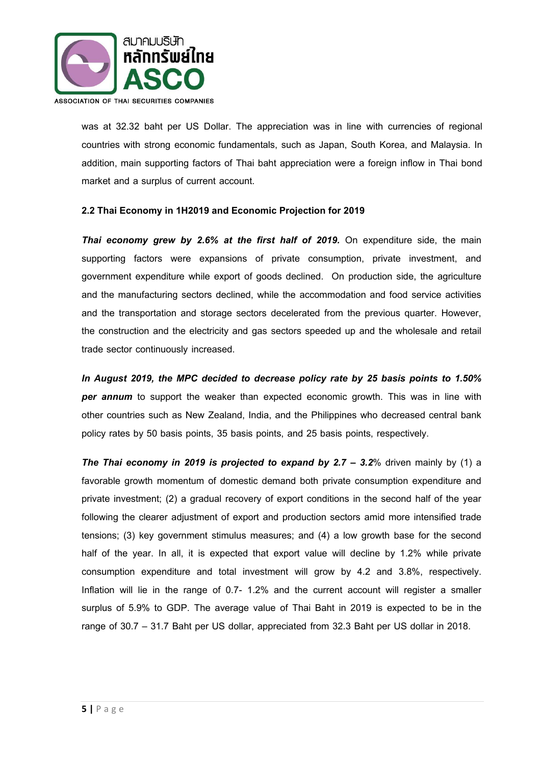was at 32.32 baht per US Dollar. The appreciation was in line with currencies of regional countries with strong economic fundamentals, such as Japan, South Korea, and Malaysia. In addition, main supporting factors of Thai baht appreciation were a foreign inflow in Thai bond market and a surplus of current account.

### 2.2 Thai Economy in 1H2019 and Economic Projection for 2019

***Thai economy grew by 2.6% at the first half of 2019.*** On expenditure side, the main supporting factors were expansions of private consumption, private investment, and government expenditure while export of goods declined. On production side, the agriculture and the manufacturing sectors declined, while the accommodation and food service activities and the transportation and storage sectors decelerated from the previous quarter. However, the construction and the electricity and gas sectors speeded up and the wholesale and retail trade sector continuously increased.

***In August 2019, the MPC decided to decrease policy rate by 25 basis points to 1.50% per annum*** to support the weaker than expected economic growth. This was in line with other countries such as New Zealand, India, and the Philippines who decreased central bank policy rates by 50 basis points, 35 basis points, and 25 basis points, respectively.

***The Thai economy in 2019 is projected to expand by 2.7 – 3.2***% driven mainly by (1) a favorable growth momentum of domestic demand both private consumption expenditure and private investment; (2) a gradual recovery of export conditions in the second half of the year following the clearer adjustment of export and production sectors amid more intensified trade tensions; (3) key government stimulus measures; and (4) a low growth base for the second half of the year. In all, it is expected that export value will decline by 1.2% while private consumption expenditure and total investment will grow by 4.2 and 3.8%, respectively. Inflation will lie in the range of 0.7- 1.2% and the current account will register a smaller surplus of 5.9% to GDP. The average value of Thai Baht in 2019 is expected to be in the range of 30.7 – 31.7 Baht per US dollar, appreciated from 32.3 Baht per US dollar in 2018.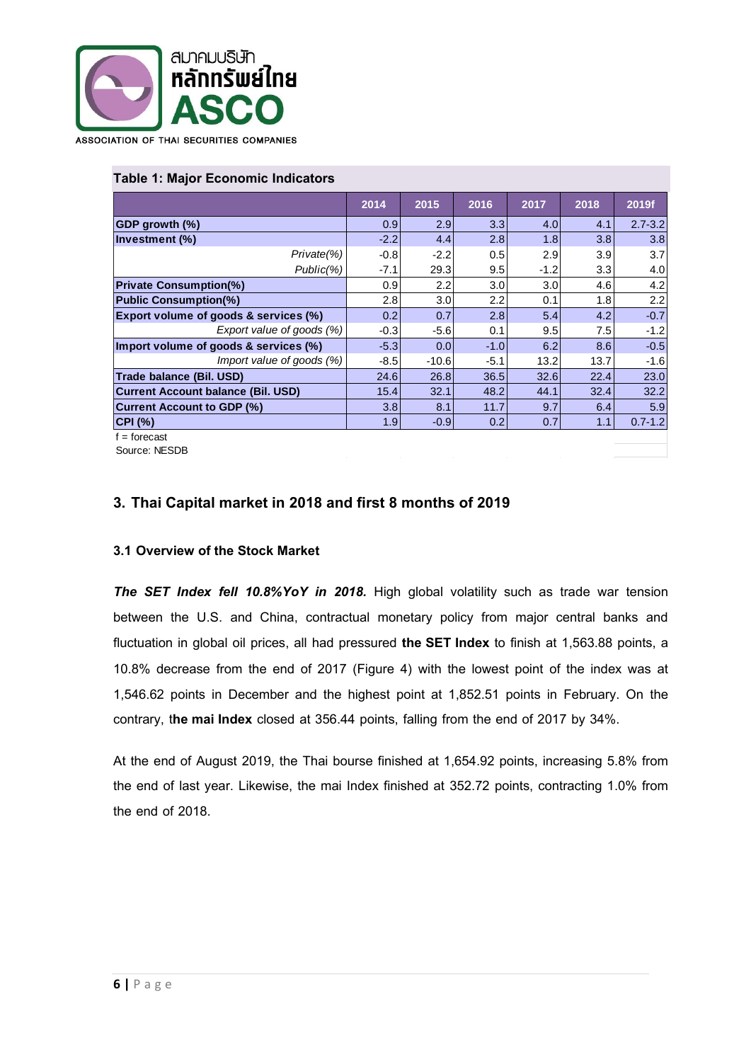**Table 1: Major Economic Indicators**

| | 2014 | 2015 | 2016 | 2017 | 2018 | 2019f |
|---|---|---|---|---|---|---|
| **GDP growth (%)** | 0.9 | 2.9 | 3.3 | 4.0 | 4.1 | 2.7-3.2 |
| **Investment (%)** | -2.2 | 4.4 | 2.8 | 1.8 | 3.8 | 3.8 |
| *Private(%)* | -0.8 | -2.2 | 0.5 | 2.9 | 3.9 | 3.7 |
| *Public(%)* | -7.1 | 29.3 | 9.5 | -1.2 | 3.3 | 4.0 |
| **Private Consumption(%)** | 0.9 | 2.2 | 3.0 | 3.0 | 4.6 | 4.2 |
| **Public Consumption(%)** | 2.8 | 3.0 | 2.2 | 0.1 | 1.8 | 2.2 |
| **Export volume of goods & services (%)** | 0.2 | 0.7 | 2.8 | 5.4 | 4.2 | -0.7 |
| *Export value of goods (%)* | -0.3 | -5.6 | 0.1 | 9.5 | 7.5 | -1.2 |
| **Import volume of goods & services (%)** | -5.3 | 0.0 | -1.0 | 6.2 | 8.6 | -0.5 |
| *Import value of goods (%)* | -8.5 | -10.6 | -5.1 | 13.2 | 13.7 | -1.6 |
| **Trade balance (Bil. USD)** | 24.6 | 26.8 | 36.5 | 32.6 | 22.4 | 23.0 |
| **Current Account balance (Bil. USD)** | 15.4 | 32.1 | 48.2 | 44.1 | 32.4 | 32.2 |
| **Current Account to GDP (%)** | 3.8 | 8.1 | 11.7 | 9.7 | 6.4 | 5.9 |
| **CPI (%)** | 1.9 | -0.9 | 0.2 | 0.7 | 1.1 | 0.7-1.2 |

f = forecast

Source: NESDB

## 3. Thai Capital market in 2018 and first 8 months of 2019

### 3.1 Overview of the Stock Market

***The SET Index fell 10.8%YoY in 2018.*** High global volatility such as trade war tension between the U.S. and China, contractual monetary policy from major central banks and fluctuation in global oil prices, all had pressured **the SET Index** to finish at 1,563.88 points, a 10.8% decrease from the end of 2017 (Figure 4) with the lowest point of the index was at 1,546.62 points in December and the highest point at 1,852.51 points in February. On the contrary, t**he mai Index** closed at 356.44 points, falling from the end of 2017 by 34%.

At the end of August 2019, the Thai bourse finished at 1,654.92 points, increasing 5.8% from the end of last year. Likewise, the mai Index finished at 352.72 points, contracting 1.0% from the end of 2018.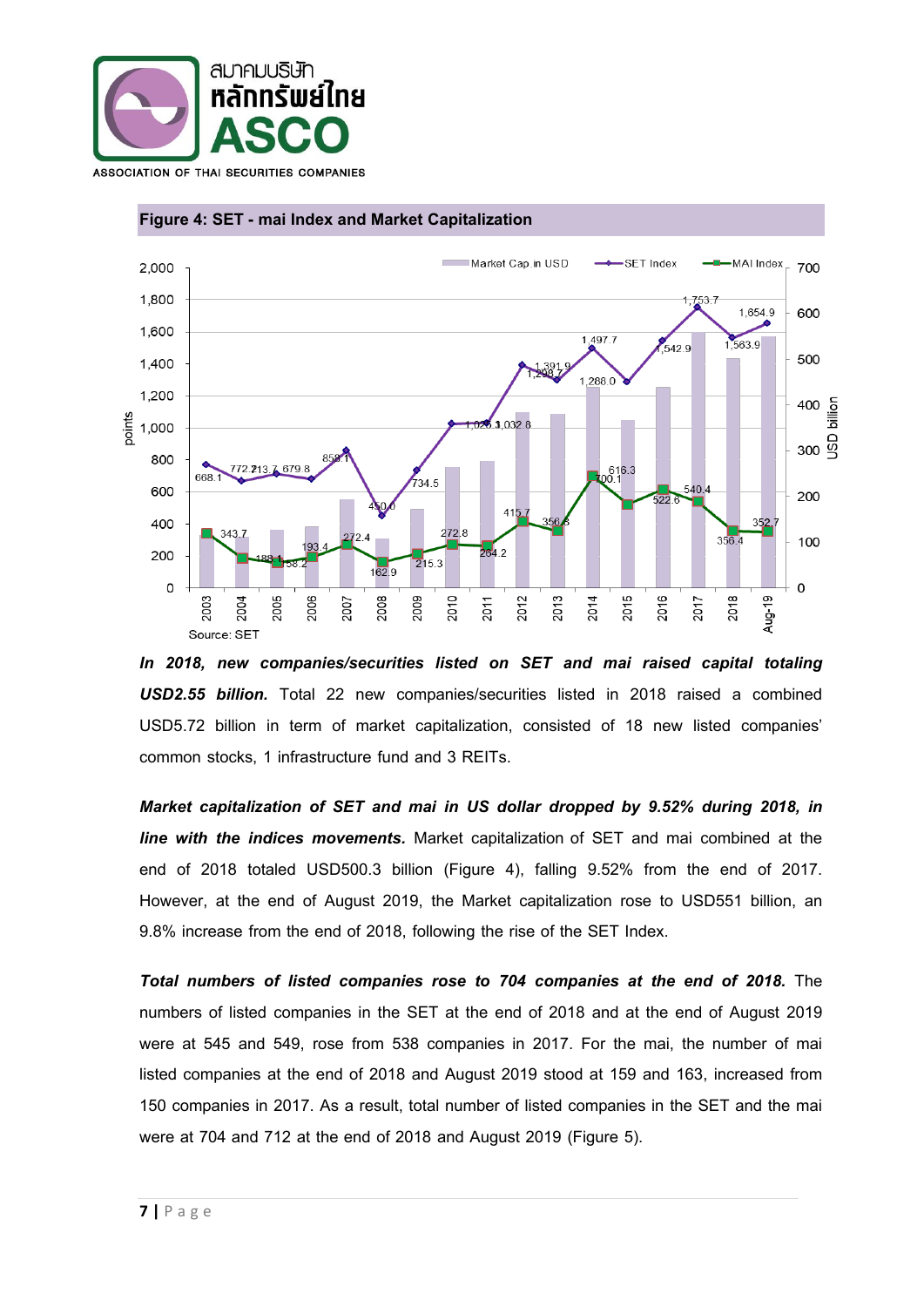**Figure 4: SET - mai Index and Market Capitalization**

Source: SET

***In 2018, new companies/securities listed on SET and mai raised capital totaling USD2.55 billion.*** Total 22 new companies/securities listed in 2018 raised a combined USD5.72 billion in term of market capitalization, consisted of 18 new listed companies' common stocks, 1 infrastructure fund and 3 REITs.

***Market capitalization of SET and mai in US dollar dropped by 9.52% during 2018, in line with the indices movements.*** Market capitalization of SET and mai combined at the end of 2018 totaled USD500.3 billion (Figure 4), falling 9.52% from the end of 2017. However, at the end of August 2019, the Market capitalization rose to USD551 billion, an 9.8% increase from the end of 2018, following the rise of the SET Index.

***Total numbers of listed companies rose to 704 companies at the end of 2018.*** The numbers of listed companies in the SET at the end of 2018 and at the end of August 2019 were at 545 and 549, rose from 538 companies in 2017. For the mai, the number of mai listed companies at the end of 2018 and August 2019 stood at 159 and 163, increased from 150 companies in 2017. As a result, total number of listed companies in the SET and the mai were at 704 and 712 at the end of 2018 and August 2019 (Figure 5).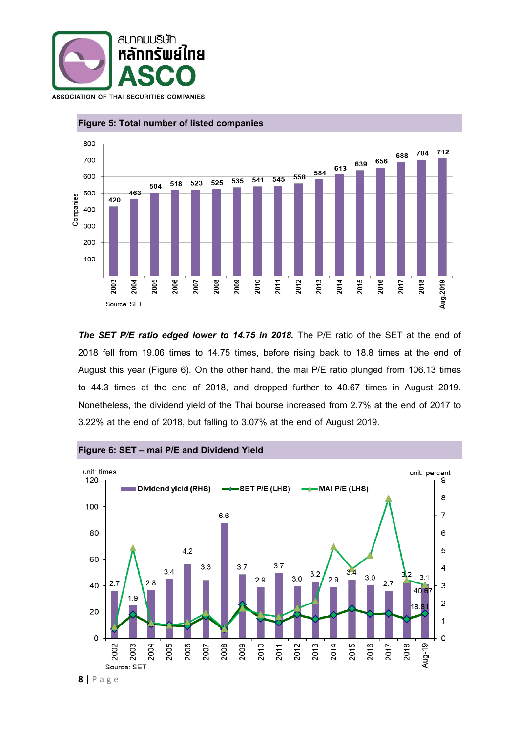**Figure 5: Total number of listed companies**

| Year | Companies |
|---|---|
| 2003 | 420 |
| 2004 | 463 |
| 2005 | 504 |
| 2006 | 518 |
| 2007 | 523 |
| 2008 | 525 |
| 2009 | 535 |
| 2010 | 541 |
| 2011 | 545 |
| 2012 | 558 |
| 2013 | 584 |
| 2014 | 613 |
| 2015 | 639 |
| 2016 | 656 |
| 2017 | 688 |
| 2018 | 704 |
| Aug.2019 | 712 |

Source: SET

***The SET P/E ratio edged lower to 14.75 in 2018.*** The P/E ratio of the SET at the end of 2018 fell from 19.06 times to 14.75 times, before rising back to 18.8 times at the end of August this year (Figure 6). On the other hand, the mai P/E ratio plunged from 106.13 times to 44.3 times at the end of 2018, and dropped further to 40.67 times in August 2019. Nonetheless, the dividend yield of the Thai bourse increased from 2.7% at the end of 2017 to 3.22% at the end of 2018, but falling to 3.07% at the end of August 2019.

**Figure 6: SET – mai P/E and Dividend Yield**

Dividend yield (RHS, unit: percent):

| Year | Dividend yield |
|---|---|
| 2002 | 2.7 |
| 2003 | 1.9 |
| 2004 | 2.8 |
| 2005 | 3.4 |
| 2006 | 4.2 |
| 2007 | 3.3 |
| 2008 | 6.6 |
| 2009 | 3.7 |
| 2010 | 2.9 |
| 2011 | 3.7 |
| 2012 | 3.0 |
| 2013 | 3.2 |
| 2014 | 2.9 |
| 2015 | 3.4 |
| 2016 | 3.0 |
| 2017 | 2.7 |
| 2018 | 3.2 |
| Aug-19 | 3.1 |

SET P/E (LHS) and MAI P/E (LHS), unit: times; Aug-19 labels: 40.67 (MAI P/E), 18.81 (SET P/E)

Source: SET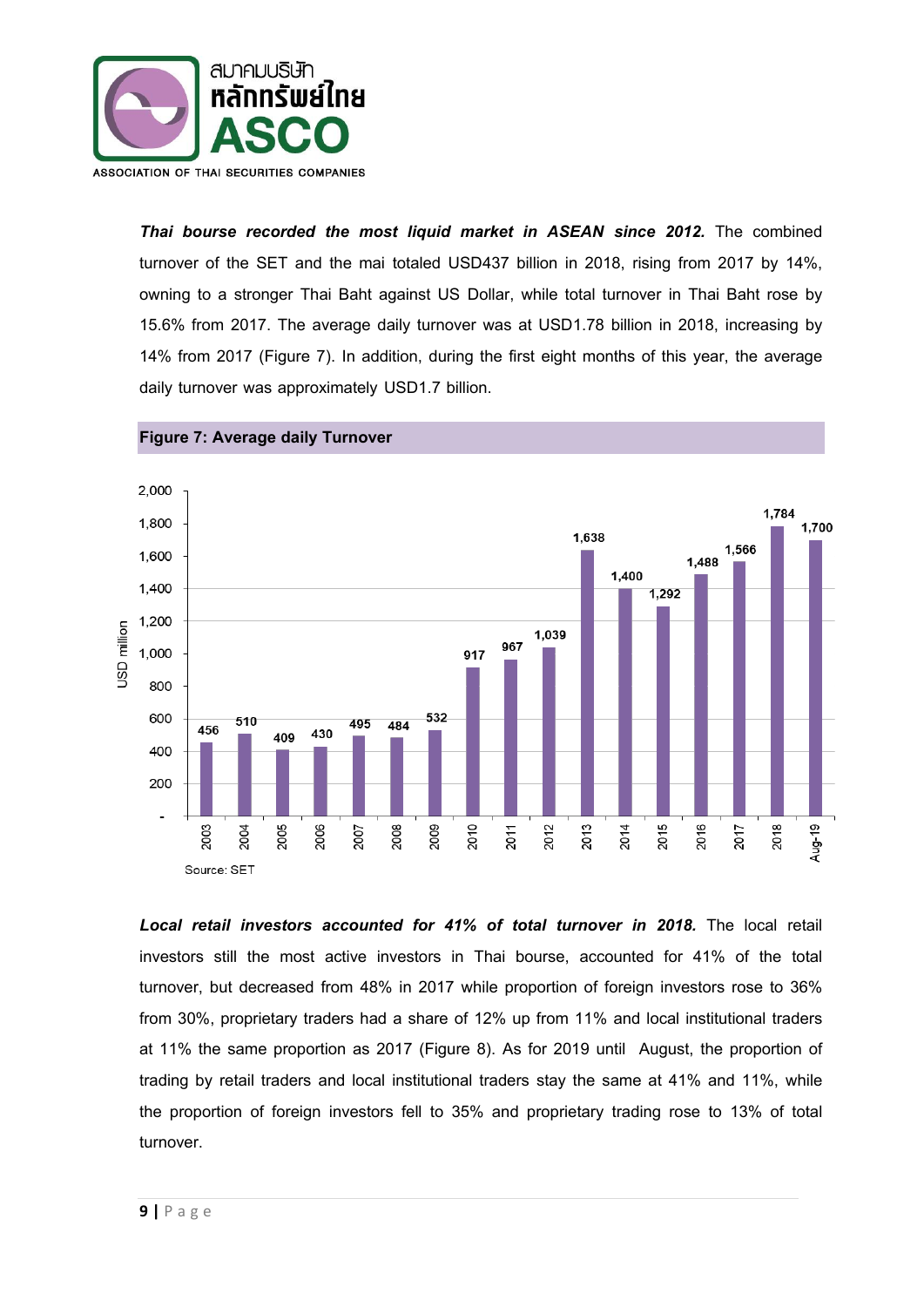***Thai bourse recorded the most liquid market in ASEAN since 2012.*** The combined turnover of the SET and the mai totaled USD437 billion in 2018, rising from 2017 by 14%, owning to a stronger Thai Baht against US Dollar, while total turnover in Thai Baht rose by 15.6% from 2017. The average daily turnover was at USD1.78 billion in 2018, increasing by 14% from 2017 (Figure 7). In addition, during the first eight months of this year, the average daily turnover was approximately USD1.7 billion.

**Figure 7: Average daily Turnover**

| Year | USD million |
|---|---|
| 2003 | 456 |
| 2004 | 510 |
| 2005 | 409 |
| 2006 | 430 |
| 2007 | 495 |
| 2008 | 484 |
| 2009 | 532 |
| 2010 | 917 |
| 2011 | 967 |
| 2012 | 1,039 |
| 2013 | 1,638 |
| 2014 | 1,400 |
| 2015 | 1,292 |
| 2016 | 1,488 |
| 2017 | 1,566 |
| 2018 | 1,784 |
| Aug-19 | 1,700 |

Source: SET

***Local retail investors accounted for 41% of total turnover in 2018.*** The local retail investors still the most active investors in Thai bourse, accounted for 41% of the total turnover, but decreased from 48% in 2017 while proportion of foreign investors rose to 36% from 30%, proprietary traders had a share of 12% up from 11% and local institutional traders at 11% the same proportion as 2017 (Figure 8). As for 2019 until August, the proportion of trading by retail traders and local institutional traders stay the same at 41% and 11%, while the proportion of foreign investors fell to 35% and proprietary trading rose to 13% of total turnover.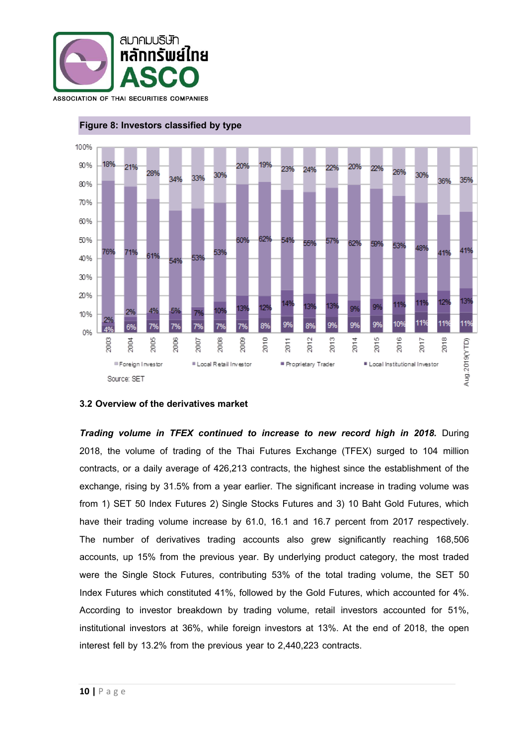**Figure 8: Investors classified by type**

| Year | Foreign Investor | Local Retail Investor | Proprietary Trader | Local Institutional Investor |
|---|---|---|---|---|
| 2003 | 18% | 76% | 2% | 4% |
| 2004 | 21% | 71% | 2% | 6% |
| 2005 | 28% | 61% | 4% | 7% |
| 2006 | 34% | 54% | 5% | 7% |
| 2007 | 33% | 53% | 7% | 7% |
| 2008 | 30% | 53% | 10% | 7% |
| 2009 | 20% | 60% | 13% | 7% |
| 2010 | 19% | 62% | 12% | 8% |
| 2011 | 23% | 54% | 14% | 9% |
| 2012 | 24% | 55% | 13% | 8% |
| 2013 | 22% | 57% | 13% | 9% |
| 2014 | 20% | 62% | 9% | 9% |
| 2015 | 22% | 59% | 9% | 9% |
| 2016 | 26% | 53% | 11% | 10% |
| 2017 | 30% | 48% | 11% | 11% |
| 2018 | 36% | 41% | 12% | 11% |
| Aug 2019(YTD) | 35% | 41% | 13% | 11% |

Source: SET

### 3.2 Overview of the derivatives market

***Trading volume in TFEX continued to increase to new record high in 2018.*** During 2018, the volume of trading of the Thai Futures Exchange (TFEX) surged to 104 million contracts, or a daily average of 426,213 contracts, the highest since the establishment of the exchange, rising by 31.5% from a year earlier. The significant increase in trading volume was from 1) SET 50 Index Futures 2) Single Stocks Futures and 3) 10 Baht Gold Futures, which have their trading volume increase by 61.0, 16.1 and 16.7 percent from 2017 respectively. The number of derivatives trading accounts also grew significantly reaching 168,506 accounts, up 15% from the previous year. By underlying product category, the most traded were the Single Stock Futures, contributing 53% of the total trading volume, the SET 50 Index Futures which constituted 41%, followed by the Gold Futures, which accounted for 4%. According to investor breakdown by trading volume, retail investors accounted for 51%, institutional investors at 36%, while foreign investors at 13%. At the end of 2018, the open interest fell by 13.2% from the previous year to 2,440,223 contracts.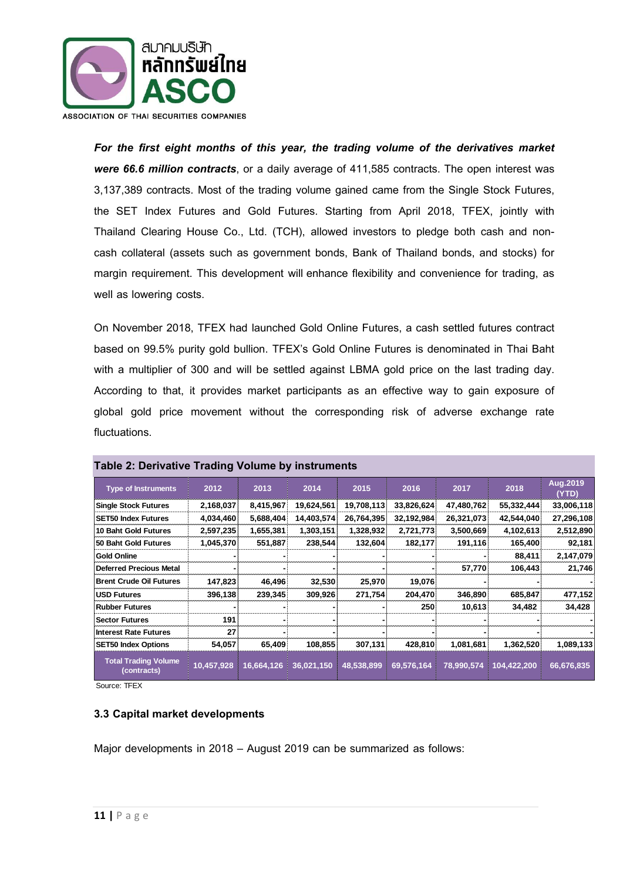***For the first eight months of this year, the trading volume of the derivatives market were 66.6 million contracts***, or a daily average of 411,585 contracts. The open interest was 3,137,389 contracts. Most of the trading volume gained came from the Single Stock Futures, the SET Index Futures and Gold Futures. Starting from April 2018, TFEX, jointly with Thailand Clearing House Co., Ltd. (TCH), allowed investors to pledge both cash and non-cash collateral (assets such as government bonds, Bank of Thailand bonds, and stocks) for margin requirement. This development will enhance flexibility and convenience for trading, as well as lowering costs.

On November 2018, TFEX had launched Gold Online Futures, a cash settled futures contract based on 99.5% purity gold bullion. TFEX's Gold Online Futures is denominated in Thai Baht with a multiplier of 300 and will be settled against LBMA gold price on the last trading day. According to that, it provides market participants as an effective way to gain exposure of global gold price movement without the corresponding risk of adverse exchange rate fluctuations.

**Table 2: Derivative Trading Volume by instruments**

| Type of Instruments | 2012 | 2013 | 2014 | 2015 | 2016 | 2017 | 2018 | Aug.2019 (YTD) |
|---|---|---|---|---|---|---|---|---|
| Single Stock Futures | 2,168,037 | 8,415,967 | 19,624,561 | 19,708,113 | 33,826,624 | 47,480,762 | 55,332,444 | 33,006,118 |
| SET50 Index Futures | 4,034,460 | 5,688,404 | 14,403,574 | 26,764,395 | 32,192,984 | 26,321,073 | 42,544,040 | 27,296,108 |
| 10 Baht Gold Futures | 2,597,235 | 1,655,381 | 1,303,151 | 1,328,932 | 2,721,773 | 3,500,669 | 4,102,613 | 2,512,890 |
| 50 Baht Gold Futures | 1,045,370 | 551,887 | 238,544 | 132,604 | 182,177 | 191,116 | 165,400 | 92,181 |
| Gold Online | - | - | - | - | - | - | 88,411 | 2,147,079 |
| Deferred Precious Metal | - | - | - | - | - | 57,770 | 106,443 | 21,746 |
| Brent Crude Oil Futures | 147,823 | 46,496 | 32,530 | 25,970 | 19,076 | - | - | - |
| USD Futures | 396,138 | 239,345 | 309,926 | 271,754 | 204,470 | 346,890 | 685,847 | 477,152 |
| Rubber Futures | - | - | - | - | 250 | 10,613 | 34,482 | 34,428 |
| Sector Futures | 191 | - | - | - | - | - | - | - |
| Interest Rate Futures | 27 | - | - | - | - | - | - | - |
| SET50 Index Options | 54,057 | 65,409 | 108,855 | 307,131 | 428,810 | 1,081,681 | 1,362,520 | 1,089,133 |
| Total Trading Volume (contracts) | 10,457,928 | 16,664,126 | 36,021,150 | 48,538,899 | 69,576,164 | 78,990,574 | 104,422,200 | 66,676,835 |

Source: TFEX

### 3.3 Capital market developments

Major developments in 2018 – August 2019 can be summarized as follows: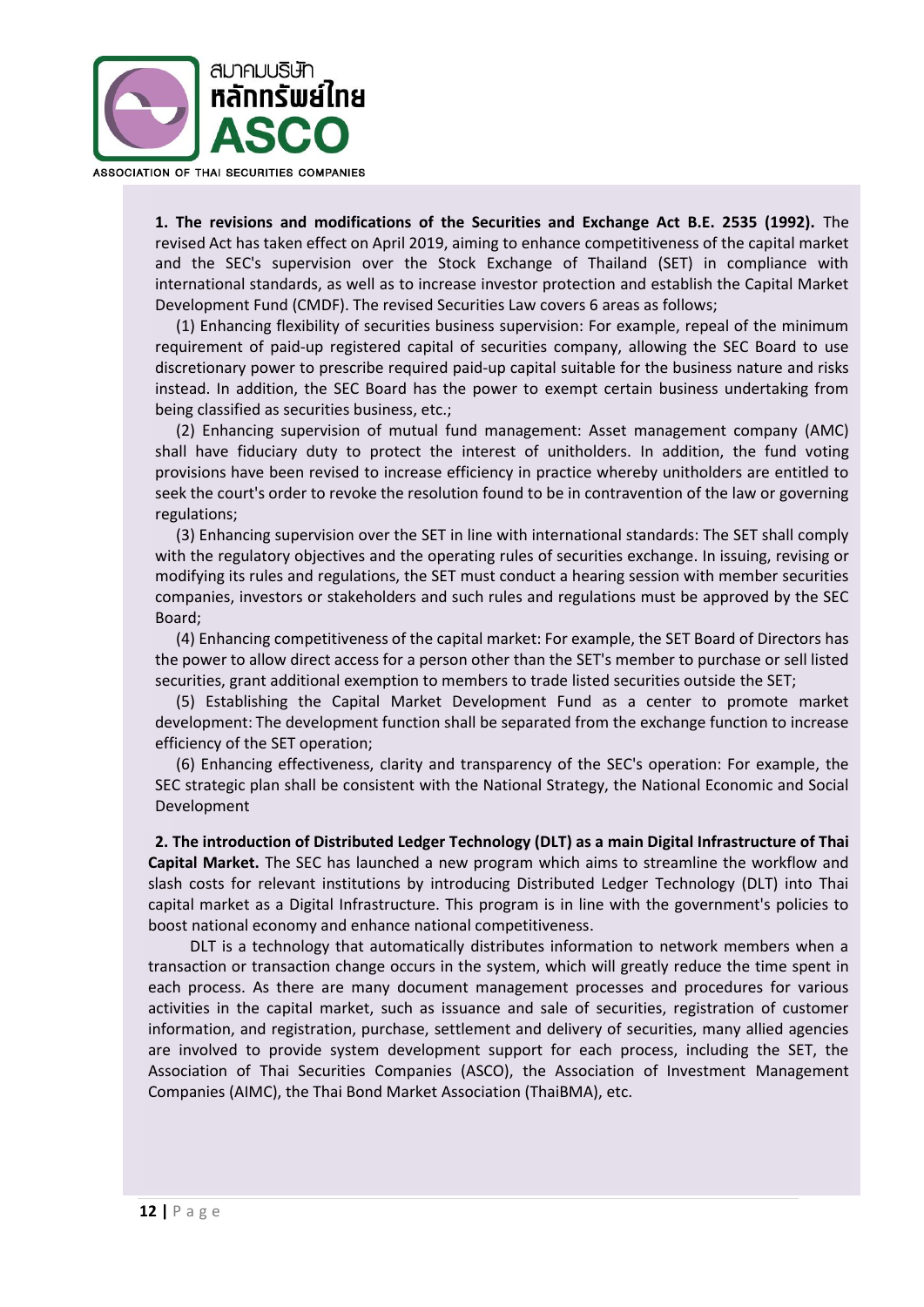**1. The revisions and modifications of the Securities and Exchange Act B.E. 2535 (1992).** The revised Act has taken effect on April 2019, aiming to enhance competitiveness of the capital market and the SEC's supervision over the Stock Exchange of Thailand (SET) in compliance with international standards, as well as to increase investor protection and establish the Capital Market Development Fund (CMDF). The revised Securities Law covers 6 areas as follows;

(1) Enhancing flexibility of securities business supervision: For example, repeal of the minimum requirement of paid-up registered capital of securities company, allowing the SEC Board to use discretionary power to prescribe required paid-up capital suitable for the business nature and risks instead. In addition, the SEC Board has the power to exempt certain business undertaking from being classified as securities business, etc.;

(2) Enhancing supervision of mutual fund management: Asset management company (AMC) shall have fiduciary duty to protect the interest of unitholders. In addition, the fund voting provisions have been revised to increase efficiency in practice whereby unitholders are entitled to seek the court's order to revoke the resolution found to be in contravention of the law or governing regulations;

(3) Enhancing supervision over the SET in line with international standards: The SET shall comply with the regulatory objectives and the operating rules of securities exchange. In issuing, revising or modifying its rules and regulations, the SET must conduct a hearing session with member securities companies, investors or stakeholders and such rules and regulations must be approved by the SEC Board;

(4) Enhancing competitiveness of the capital market: For example, the SET Board of Directors has the power to allow direct access for a person other than the SET's member to purchase or sell listed securities, grant additional exemption to members to trade listed securities outside the SET;

(5) Establishing the Capital Market Development Fund as a center to promote market development: The development function shall be separated from the exchange function to increase efficiency of the SET operation;

(6) Enhancing effectiveness, clarity and transparency of the SEC's operation: For example, the SEC strategic plan shall be consistent with the National Strategy, the National Economic and Social Development

**2. The introduction of Distributed Ledger Technology (DLT) as a main Digital Infrastructure of Thai Capital Market.** The SEC has launched a new program which aims to streamline the workflow and slash costs for relevant institutions by introducing Distributed Ledger Technology (DLT) into Thai capital market as a Digital Infrastructure. This program is in line with the government's policies to boost national economy and enhance national competitiveness.

DLT is a technology that automatically distributes information to network members when a transaction or transaction change occurs in the system, which will greatly reduce the time spent in each process. As there are many document management processes and procedures for various activities in the capital market, such as issuance and sale of securities, registration of customer information, and registration, purchase, settlement and delivery of securities, many allied agencies are involved to provide system development support for each process, including the SET, the Association of Thai Securities Companies (ASCO), the Association of Investment Management Companies (AIMC), the Thai Bond Market Association (ThaiBMA), etc.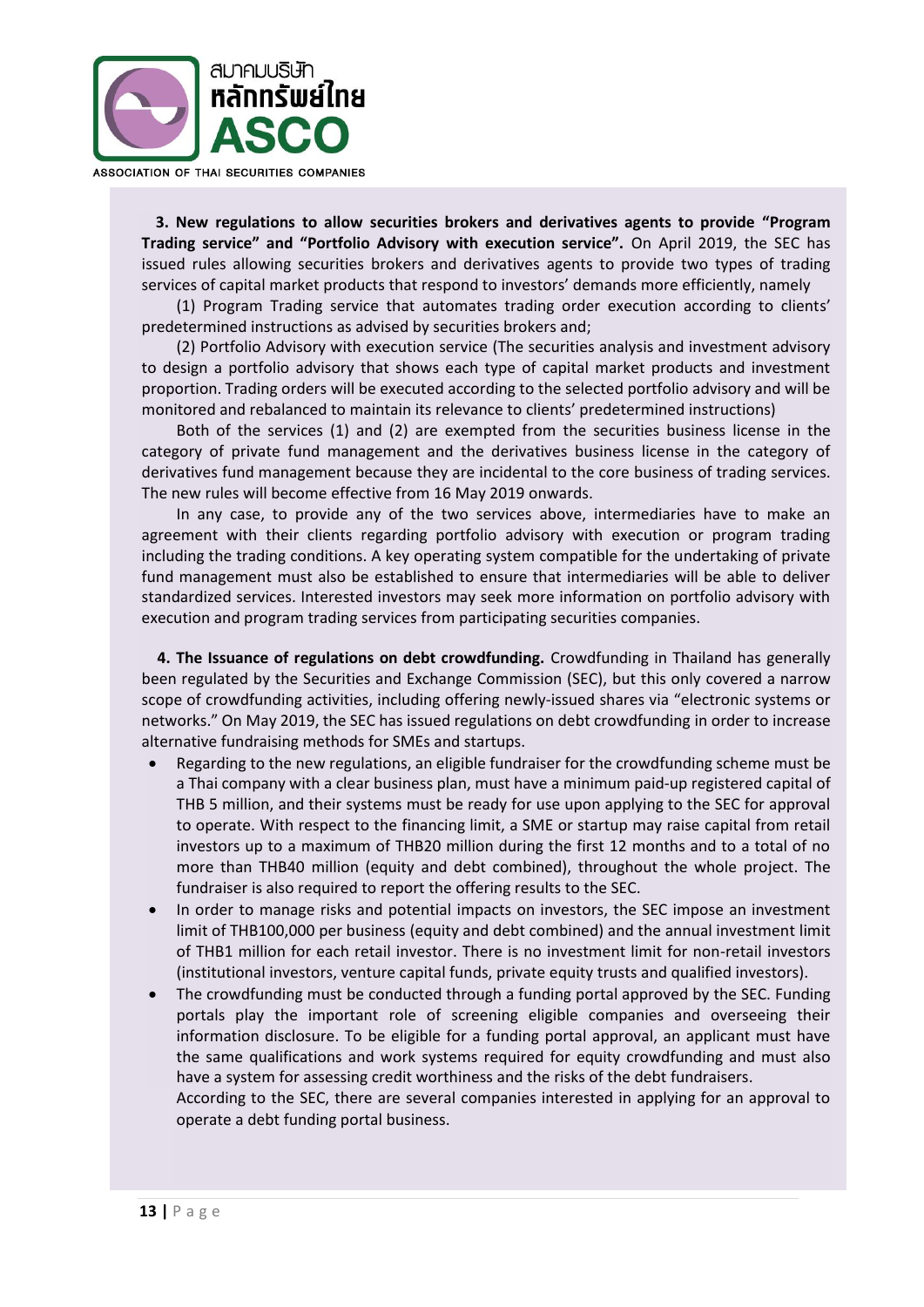**3. New regulations to allow securities brokers and derivatives agents to provide "Program Trading service" and "Portfolio Advisory with execution service".** On April 2019, the SEC has issued rules allowing securities brokers and derivatives agents to provide two types of trading services of capital market products that respond to investors' demands more efficiently, namely

(1) Program Trading service that automates trading order execution according to clients' predetermined instructions as advised by securities brokers and;

(2) Portfolio Advisory with execution service (The securities analysis and investment advisory to design a portfolio advisory that shows each type of capital market products and investment proportion. Trading orders will be executed according to the selected portfolio advisory and will be monitored and rebalanced to maintain its relevance to clients' predetermined instructions)

Both of the services (1) and (2) are exempted from the securities business license in the category of private fund management and the derivatives business license in the category of derivatives fund management because they are incidental to the core business of trading services. The new rules will become effective from 16 May 2019 onwards.

In any case, to provide any of the two services above, intermediaries have to make an agreement with their clients regarding portfolio advisory with execution or program trading including the trading conditions. A key operating system compatible for the undertaking of private fund management must also be established to ensure that intermediaries will be able to deliver standardized services. Interested investors may seek more information on portfolio advisory with execution and program trading services from participating securities companies.

**4. The Issuance of regulations on debt crowdfunding.** Crowdfunding in Thailand has generally been regulated by the Securities and Exchange Commission (SEC), but this only covered a narrow scope of crowdfunding activities, including offering newly-issued shares via "electronic systems or networks." On May 2019, the SEC has issued regulations on debt crowdfunding in order to increase alternative fundraising methods for SMEs and startups.

- Regarding to the new regulations, an eligible fundraiser for the crowdfunding scheme must be a Thai company with a clear business plan, must have a minimum paid-up registered capital of THB 5 million, and their systems must be ready for use upon applying to the SEC for approval to operate. With respect to the financing limit, a SME or startup may raise capital from retail investors up to a maximum of THB20 million during the first 12 months and to a total of no more than THB40 million (equity and debt combined), throughout the whole project. The fundraiser is also required to report the offering results to the SEC.
- In order to manage risks and potential impacts on investors, the SEC impose an investment limit of THB100,000 per business (equity and debt combined) and the annual investment limit of THB1 million for each retail investor. There is no investment limit for non-retail investors (institutional investors, venture capital funds, private equity trusts and qualified investors).
- The crowdfunding must be conducted through a funding portal approved by the SEC. Funding portals play the important role of screening eligible companies and overseeing their information disclosure. To be eligible for a funding portal approval, an applicant must have the same qualifications and work systems required for equity crowdfunding and must also have a system for assessing credit worthiness and the risks of the debt fundraisers.

  According to the SEC, there are several companies interested in applying for an approval to operate a debt funding portal business.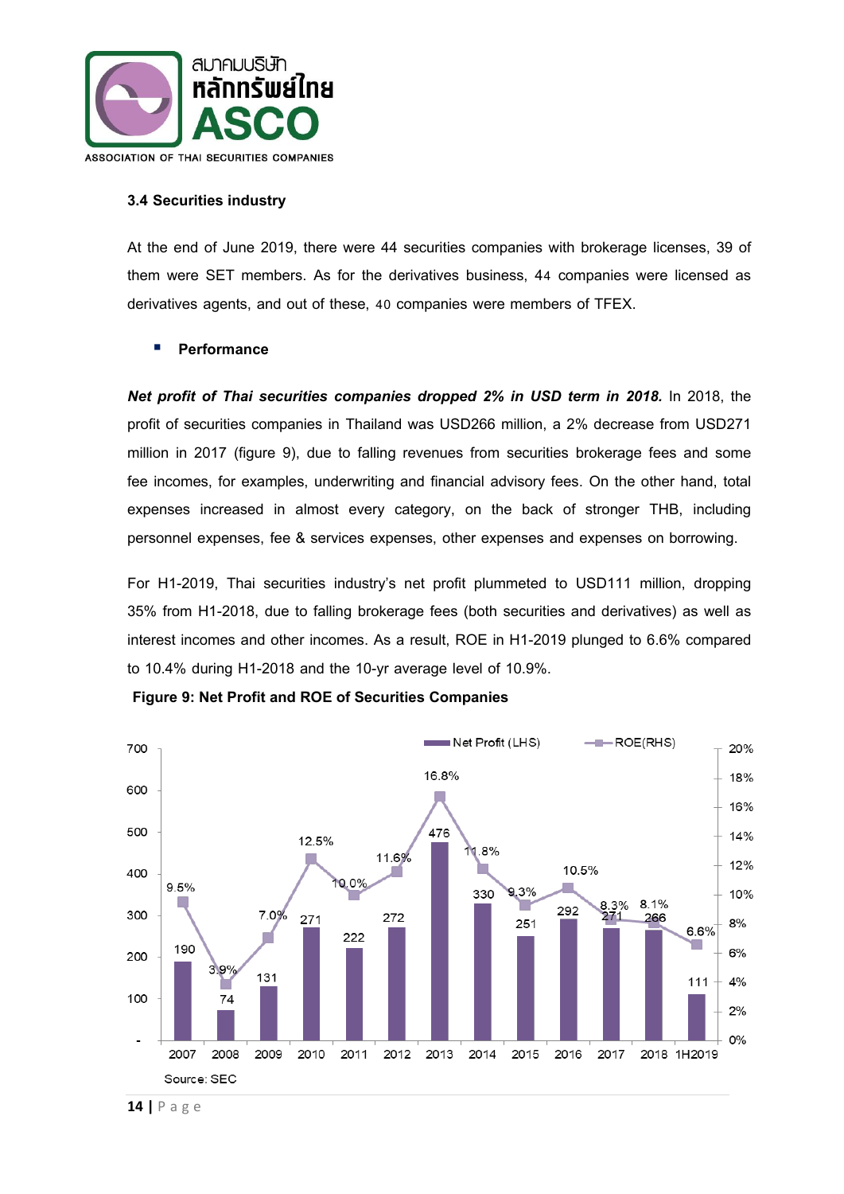### 3.4 Securities industry

At the end of June 2019, there were 44 securities companies with brokerage licenses, 39 of them were SET members. As for the derivatives business, 44 companies were licensed as derivatives agents, and out of these, 40 companies were members of TFEX.

- **Performance**

***Net profit of Thai securities companies dropped 2% in USD term in 2018.*** In 2018, the profit of securities companies in Thailand was USD266 million, a 2% decrease from USD271 million in 2017 (figure 9), due to falling revenues from securities brokerage fees and some fee incomes, for examples, underwriting and financial advisory fees. On the other hand, total expenses increased in almost every category, on the back of stronger THB, including personnel expenses, fee & services expenses, other expenses and expenses on borrowing.

For H1-2019, Thai securities industry's net profit plummeted to USD111 million, dropping 35% from H1-2018, due to falling brokerage fees (both securities and derivatives) as well as interest incomes and other incomes. As a result, ROE in H1-2019 plunged to 6.6% compared to 10.4% during H1-2018 and the 10-yr average level of 10.9%.

**Figure 9: Net Profit and ROE of Securities Companies**

| | 2007 | 2008 | 2009 | 2010 | 2011 | 2012 | 2013 | 2014 | 2015 | 2016 | 2017 | 2018 | 1H2019 |
|---|---|---|---|---|---|---|---|---|---|---|---|---|---|
| Net Profit (LHS) | 190 | 74 | 131 | 271 | 222 | 272 | 476 | 330 | 251 | 292 | 271 | 266 | 111 |
| ROE(RHS) | 9.5% | 3.9% | 7.0% | 12.5% | 10.0% | 11.6% | 16.8% | 11.8% | 9.3% | 10.5% | 8.3% | 8.1% | 6.6% |

Source: SEC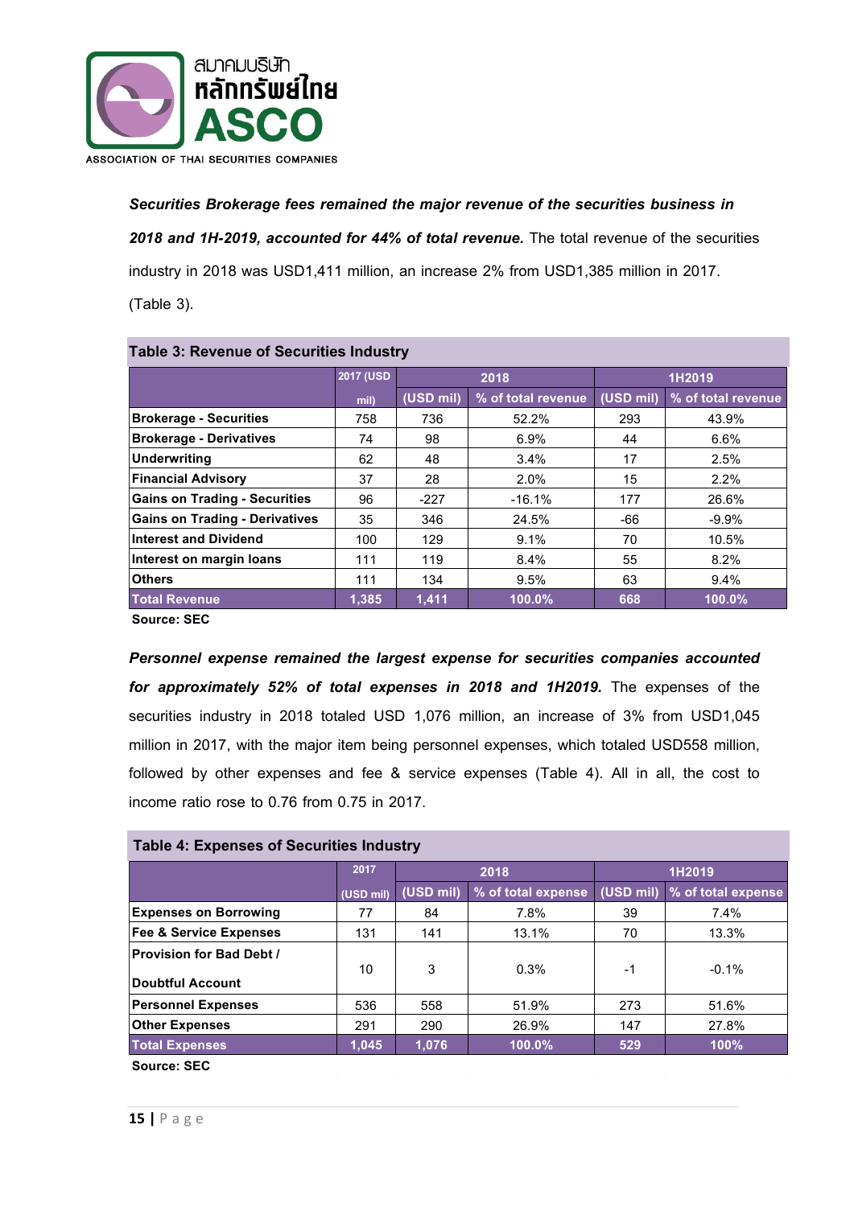***Securities Brokerage fees remained the major revenue of the securities business in 2018 and 1H-2019, accounted for 44% of total revenue.*** The total revenue of the securities industry in 2018 was USD1,411 million, an increase 2% from USD1,385 million in 2017. (Table 3).

**Table 3: Revenue of Securities Industry**

| | 2017 (USD mil) | 2018 | | 1H2019 | |
|---|---|---|---|---|---|
| | | (USD mil) | % of total revenue | (USD mil) | % of total revenue |
| **Brokerage - Securities** | 758 | 736 | 52.2% | 293 | 43.9% |
| **Brokerage - Derivatives** | 74 | 98 | 6.9% | 44 | 6.6% |
| **Underwriting** | 62 | 48 | 3.4% | 17 | 2.5% |
| **Financial Advisory** | 37 | 28 | 2.0% | 15 | 2.2% |
| **Gains on Trading - Securities** | 96 | -227 | -16.1% | 177 | 26.6% |
| **Gains on Trading - Derivatives** | 35 | 346 | 24.5% | -66 | -9.9% |
| **Interest and Dividend** | 100 | 129 | 9.1% | 70 | 10.5% |
| **Interest on margin loans** | 111 | 119 | 8.4% | 55 | 8.2% |
| **Others** | 111 | 134 | 9.5% | 63 | 9.4% |
| **Total Revenue** | **1,385** | **1,411** | **100.0%** | **668** | **100.0%** |

**Source: SEC**

***Personnel expense remained the largest expense for securities companies accounted for approximately 52% of total expenses in 2018 and 1H2019.*** The expenses of the securities industry in 2018 totaled USD 1,076 million, an increase of 3% from USD1,045 million in 2017, with the major item being personnel expenses, which totaled USD558 million, followed by other expenses and fee & service expenses (Table 4). All in all, the cost to income ratio rose to 0.76 from 0.75 in 2017.

**Table 4: Expenses of Securities Industry**

| | 2017 (USD mil) | 2018 | | 1H2019 | |
|---|---|---|---|---|---|
| | | (USD mil) | % of total expense | (USD mil) | % of total expense |
| **Expenses on Borrowing** | 77 | 84 | 7.8% | 39 | 7.4% |
| **Fee & Service Expenses** | 131 | 141 | 13.1% | 70 | 13.3% |
| **Provision for Bad Debt / Doubtful Account** | 10 | 3 | 0.3% | -1 | -0.1% |
| **Personnel Expenses** | 536 | 558 | 51.9% | 273 | 51.6% |
| **Other Expenses** | 291 | 290 | 26.9% | 147 | 27.8% |
| **Total Expenses** | **1,045** | **1,076** | **100.0%** | **529** | **100%** |

**Source: SEC**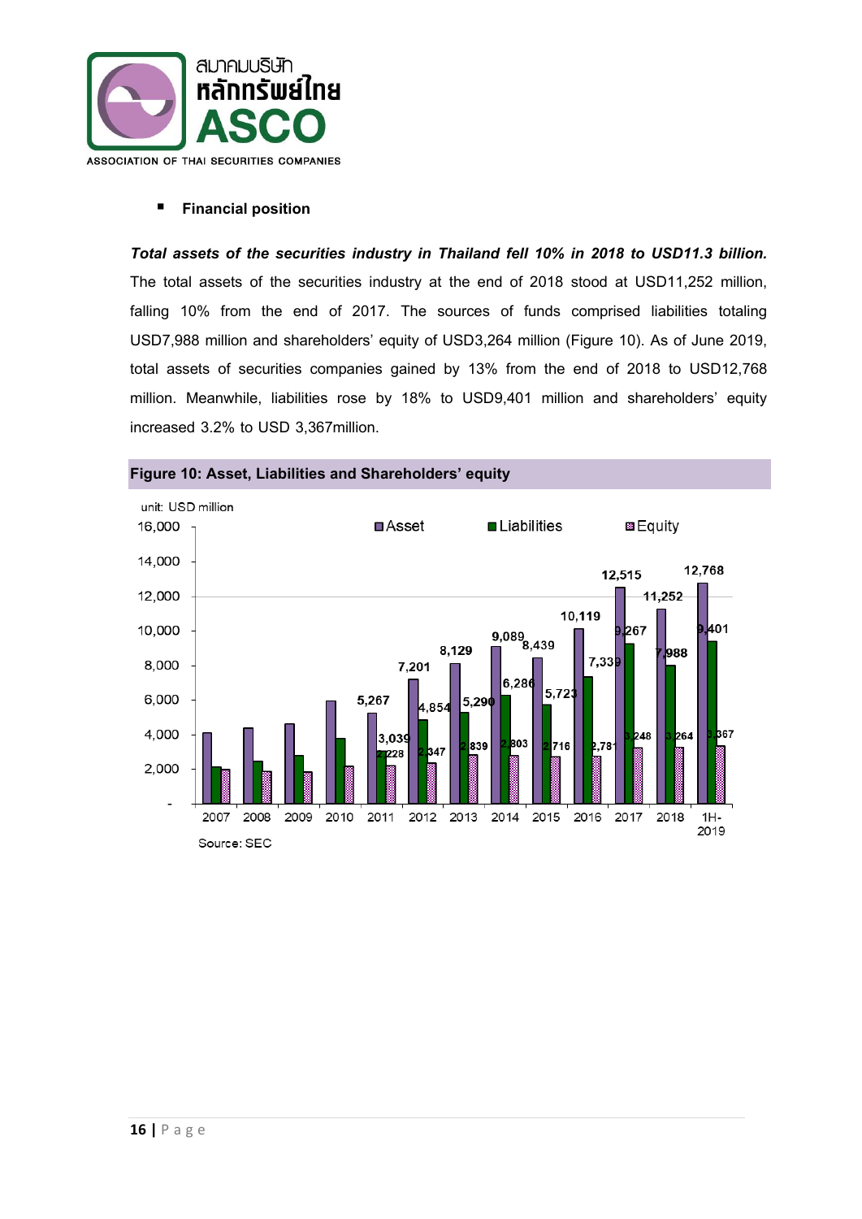- **Financial position**

***Total assets of the securities industry in Thailand fell 10% in 2018 to USD11.3 billion.*** The total assets of the securities industry at the end of 2018 stood at USD11,252 million, falling 10% from the end of 2017. The sources of funds comprised liabilities totaling USD7,988 million and shareholders' equity of USD3,264 million (Figure 10). As of June 2019, total assets of securities companies gained by 13% from the end of 2018 to USD12,768 million. Meanwhile, liabilities rose by 18% to USD9,401 million and shareholders' equity increased 3.2% to USD 3,367million.

**Figure 10: Asset, Liabilities and Shareholders' equity**

unit: USD million

Asset | Liabilities | Equity

16,000
14,000
12,000
10,000
8,000
6,000
4,000
2,000
-

2007 2008 2009 2010 2011 2012 2013 2014 2015 2016 2017 2018 1H-2019

5,267 3,039 2,228
7,201 4,854 2,347
8,129 5,290 2,839
9,089 6,286 2,803
8,439 5,723 2,716
10,119 7,339 2,781
12,515 9,267 3,248
11,252 7,988 3,264
12,768 9,401 3,367

Source: SEC